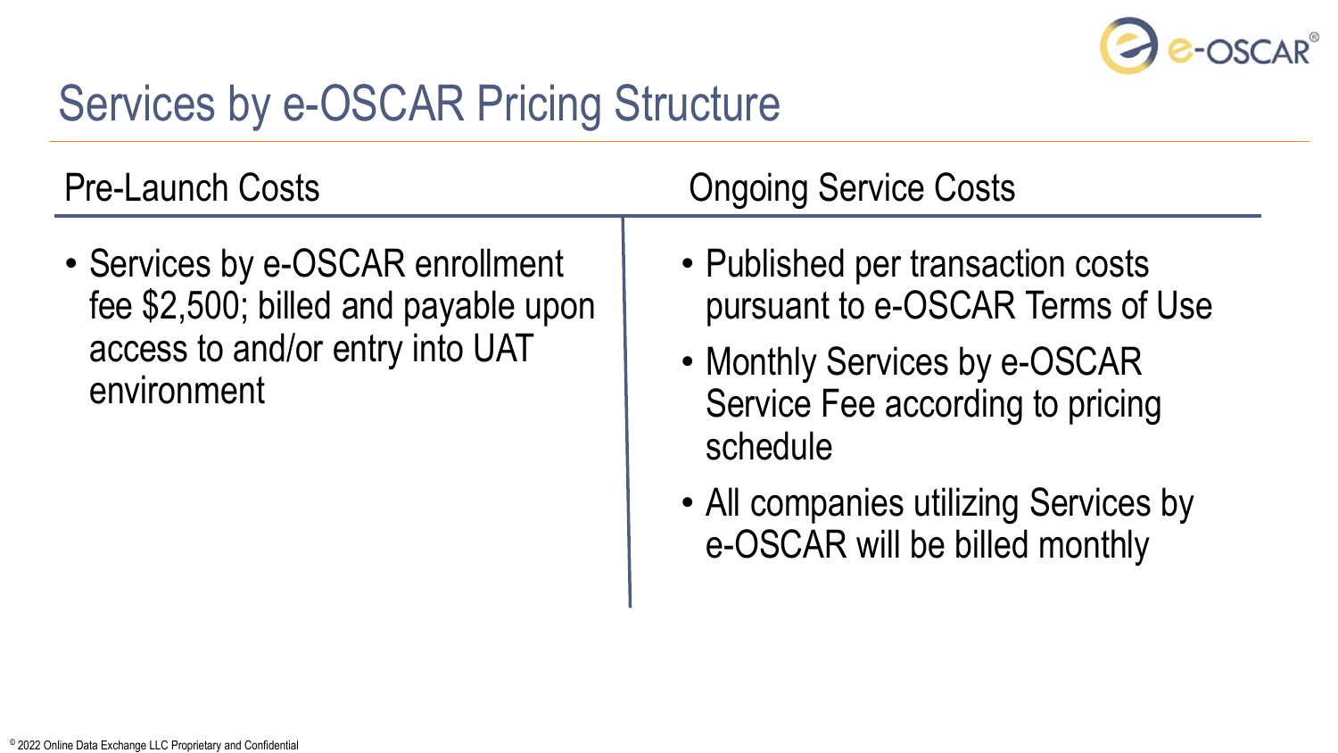# Services by e-OSCAR Pricing Structure

## Pre-Launch Costs

- Services by e-OSCAR enrollment fee $2,500; billed and payable upon access to and/or entry into UAT environment

## Ongoing Service Costs

- Published per transaction costs pursuant to e-OSCAR Terms of Use
- Monthly Services by e-OSCAR Service Fee according to pricing schedule
- All companies utilizing Services by e-OSCAR will be billed monthly

© 2022 Online Data Exchange LLC Proprietary and Confidential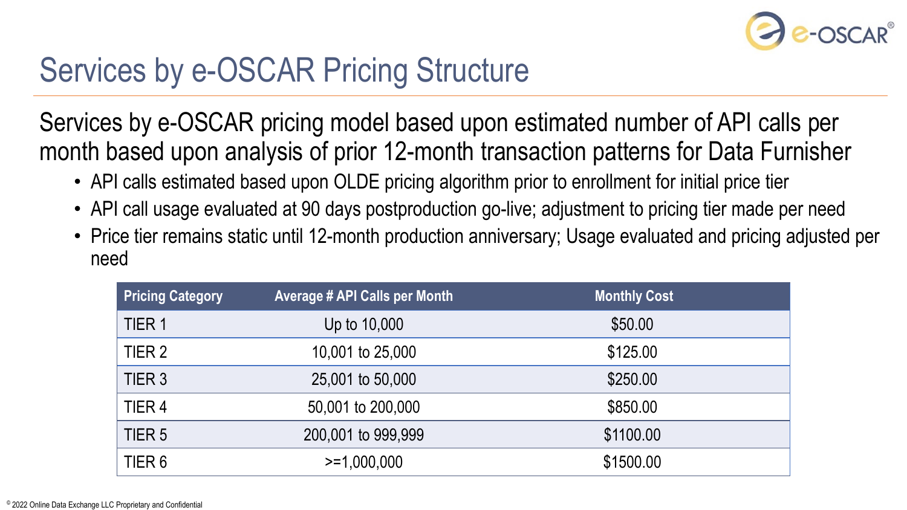# Services by e-OSCAR Pricing Structure

Services by e-OSCAR pricing model based upon estimated number of API calls per month based upon analysis of prior 12-month transaction patterns for Data Furnisher

- API calls estimated based upon OLDE pricing algorithm prior to enrollment for initial price tier
- API call usage evaluated at 90 days postproduction go-live; adjustment to pricing tier made per need
- Price tier remains static until 12-month production anniversary; Usage evaluated and pricing adjusted per need

| Pricing Category | Average # API Calls per Month | Monthly Cost |
|---|---|---|
| TIER 1 | Up to 10,000 | $50.00 |
| TIER 2 | 10,001 to 25,000 | $125.00 |
| TIER 3 | 25,001 to 50,000 | $250.00 |
| TIER 4 | 50,001 to 200,000 | $850.00 |
| TIER 5 | 200,001 to 999,999 | $1100.00 |
| TIER 6 | >=1,000,000 | $1500.00 |

© 2022 Online Data Exchange LLC Proprietary and Confidential